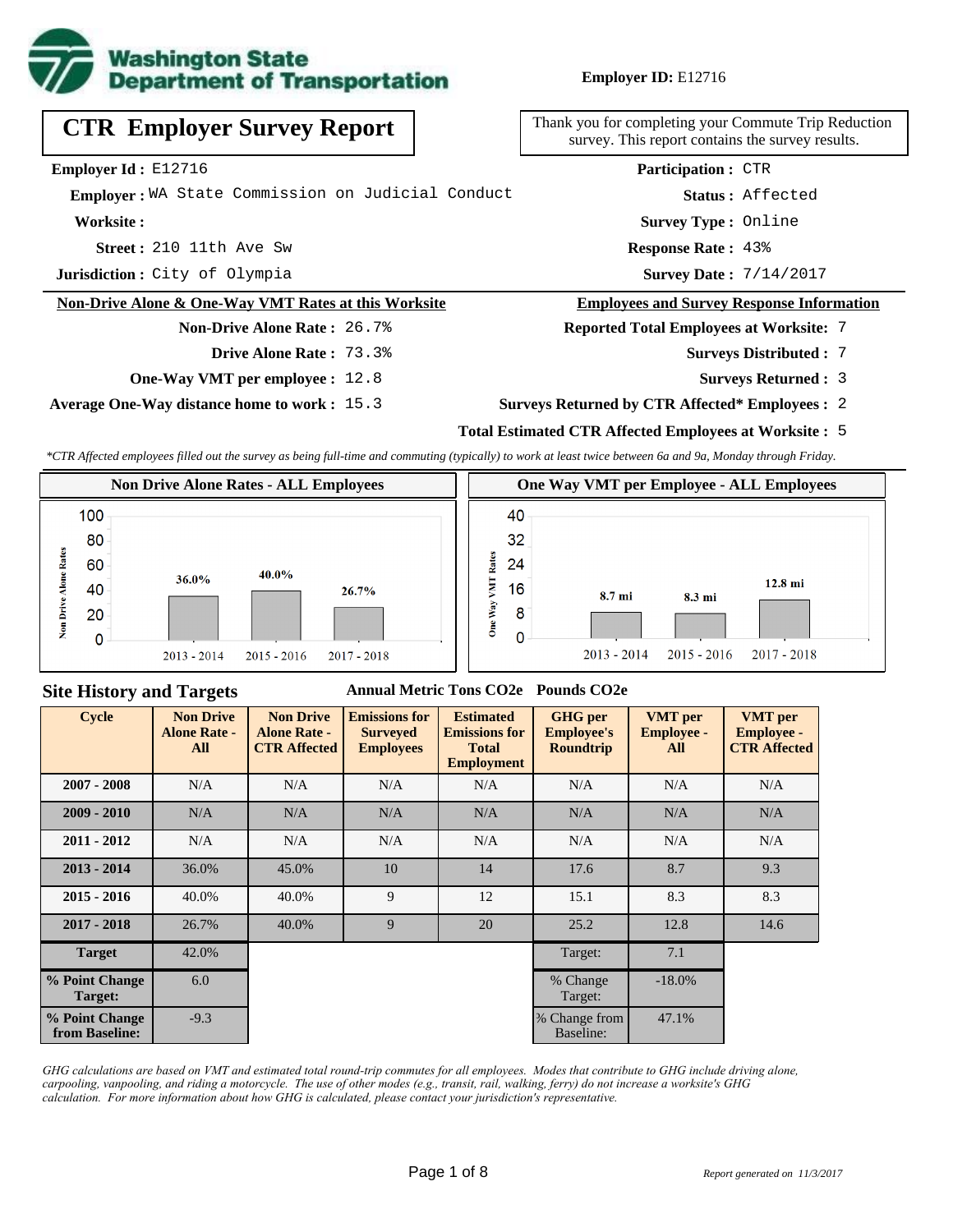**Washington State Department of Transportation**

**Employer ID:** E12716

# CTR Employer Survey Report

Thank you for completing your Commute Trip Reduction survey. This report contains the survey results.

**Employer Id :** E12716
**Employer :** WA State Commission on Judicial Conduct
**Worksite :**
**Street :** 210 11th Ave Sw
**Jurisdiction :** City of Olympia

**Participation :** CTR
**Status :** Affected
**Survey Type :** Online
**Response Rate :** 43%
**Survey Date :** 7/14/2017

## Non-Drive Alone & One-Way VMT Rates at this Worksite

**Non-Drive Alone Rate :** 26.7%
**Drive Alone Rate :** 73.3%
**One-Way VMT per employee :** 12.8
**Average One-Way distance home to work :** 15.3

## Employees and Survey Response Information

**Reported Total Employees at Worksite:** 7
**Surveys Distributed :** 7
**Surveys Returned :** 3
**Surveys Returned by CTR Affected* Employees :** 2
**Total Estimated CTR Affected Employees at Worksite :** 5

*\*CTR Affected employees filled out the survey as being full-time and commuting (typically) to work at least twice between 6a and 9a, Monday through Friday.*

**Non Drive Alone Rates - ALL Employees**

| Cycle | Non Drive Alone Rate |
|---|---|
| 2013 - 2014 | 36.0% |
| 2015 - 2016 | 40.0% |
| 2017 - 2018 | 26.7% |

**One Way VMT per Employee - ALL Employees**

| Cycle | One Way VMT |
|---|---|
| 2013 - 2014 | 8.7 mi |
| 2015 - 2016 | 8.3 mi |
| 2017 - 2018 | 12.8 mi |

## Site History and Targets

Annual Metric Tons CO2e | Pounds CO2e

| Cycle | Non Drive Alone Rate - All | Non Drive Alone Rate - CTR Affected | Emissions for Surveyed Employees | Estimated Emissions for Total Employment | GHG per Employee's Roundtrip | VMT per Employee - All | VMT per Employee - CTR Affected |
|---|---|---|---|---|---|---|---|
| 2007 - 2008 | N/A | N/A | N/A | N/A | N/A | N/A | N/A |
| 2009 - 2010 | N/A | N/A | N/A | N/A | N/A | N/A | N/A |
| 2011 - 2012 | N/A | N/A | N/A | N/A | N/A | N/A | N/A |
| 2013 - 2014 | 36.0% | 45.0% | 10 | 14 | 17.6 | 8.7 | 9.3 |
| 2015 - 2016 | 40.0% | 40.0% | 9 | 12 | 15.1 | 8.3 | 8.3 |
| 2017 - 2018 | 26.7% | 40.0% | 9 | 20 | 25.2 | 12.8 | 14.6 |
| Target | 42.0% | | | | Target: | 7.1 | |
| % Point Change Target: | 6.0 | | | | % Change Target: | -18.0% | |
| % Point Change from Baseline: | -9.3 | | | | % Change from Baseline: | 47.1% | |

*GHG calculations are based on VMT and estimated total round-trip commutes for all employees. Modes that contribute to GHG include driving alone, carpooling, vanpooling, and riding a motorcycle. The use of other modes (e.g., transit, rail, walking, ferry) do not increase a worksite's GHG calculation. For more information about how GHG is calculated, please contact your jurisdiction's representative.*

*Report generated on 11/3/2017*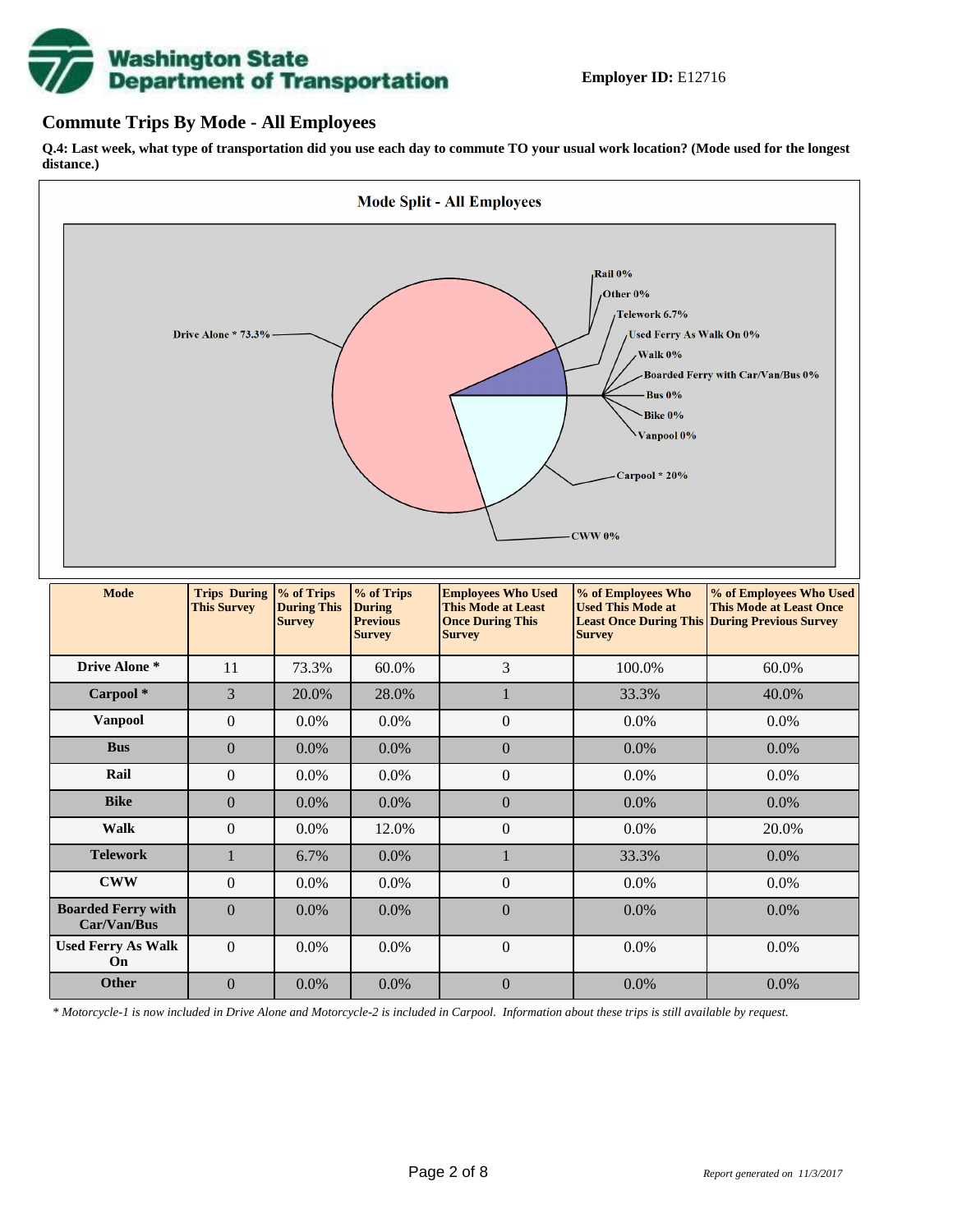**Employer ID:** E12716

## Commute Trips By Mode - All Employees

**Q.4: Last week, what type of transportation did you use each day to commute TO your usual work location? (Mode used for the longest distance.)**

**Mode Split - All Employees**

Drive Alone * 73.3%
Rail 0%
Other 0%
Telework 6.7%
Used Ferry As Walk On 0%
Walk 0%
Boarded Ferry with Car/Van/Bus 0%
Bus 0%
Bike 0%
Vanpool 0%
Carpool * 20%
CWW 0%

| Mode | Trips During This Survey | % of Trips During This Survey | % of Trips During Previous Survey | Employees Who Used This Mode at Least Once During This Survey | % of Employees Who Used This Mode at Least Once During This Survey | % of Employees Who Used This Mode at Least Once During Previous Survey |
|---|---|---|---|---|---|---|
| **Drive Alone *** | 11 | 73.3% | 60.0% | 3 | 100.0% | 60.0% |
| **Carpool *** | 3 | 20.0% | 28.0% | 1 | 33.3% | 40.0% |
| **Vanpool** | 0 | 0.0% | 0.0% | 0 | 0.0% | 0.0% |
| **Bus** | 0 | 0.0% | 0.0% | 0 | 0.0% | 0.0% |
| **Rail** | 0 | 0.0% | 0.0% | 0 | 0.0% | 0.0% |
| **Bike** | 0 | 0.0% | 0.0% | 0 | 0.0% | 0.0% |
| **Walk** | 0 | 0.0% | 12.0% | 0 | 0.0% | 20.0% |
| **Telework** | 1 | 6.7% | 0.0% | 1 | 33.3% | 0.0% |
| **CWW** | 0 | 0.0% | 0.0% | 0 | 0.0% | 0.0% |
| **Boarded Ferry with Car/Van/Bus** | 0 | 0.0% | 0.0% | 0 | 0.0% | 0.0% |
| **Used Ferry As Walk On** | 0 | 0.0% | 0.0% | 0 | 0.0% | 0.0% |
| **Other** | 0 | 0.0% | 0.0% | 0 | 0.0% | 0.0% |

*\* Motorcycle-1 is now included in Drive Alone and Motorcycle-2 is included in Carpool. Information about these trips is still available by request.*

*Report generated on 11/3/2017*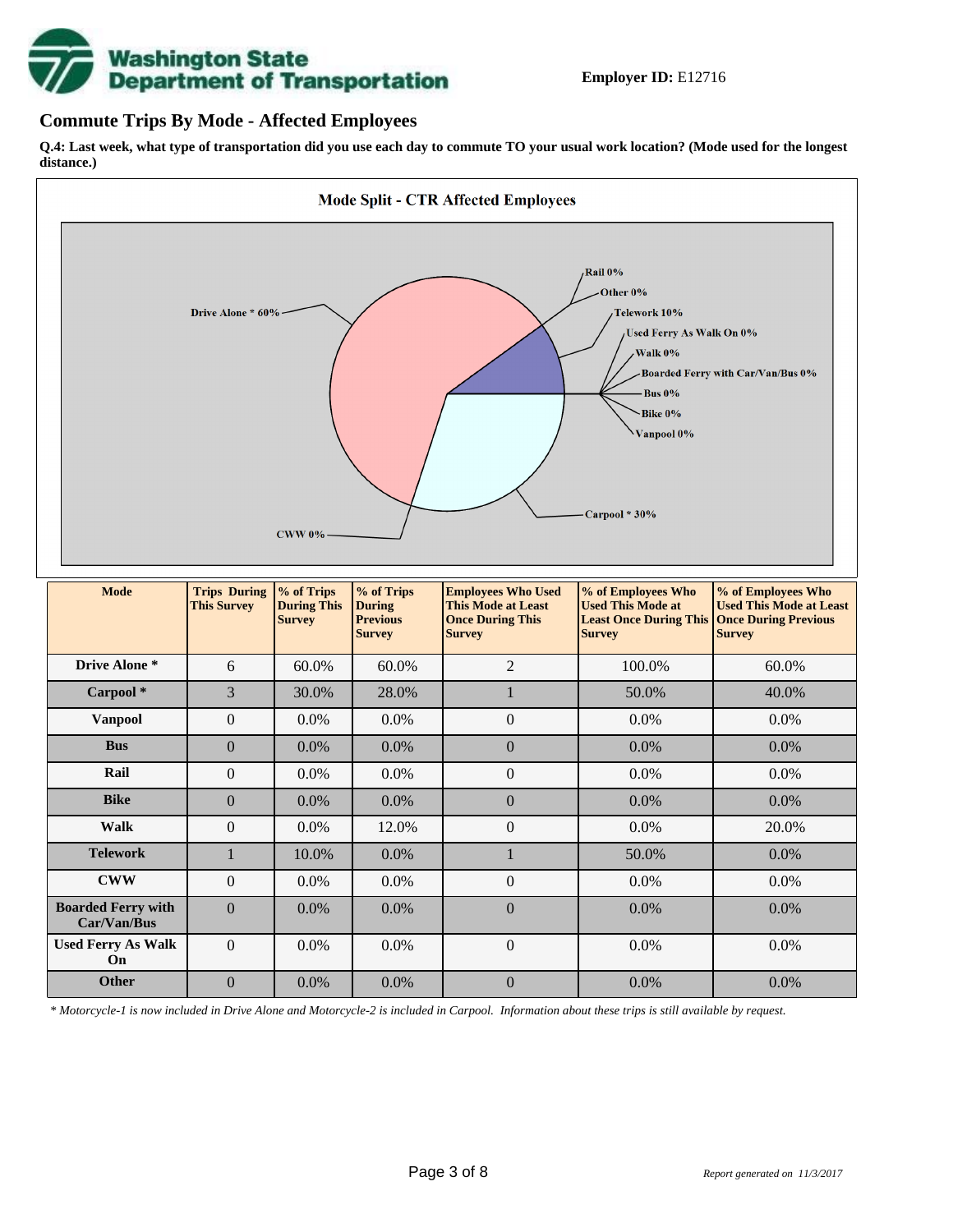**Employer ID:** E12716

## Commute Trips By Mode - Affected Employees

**Q.4: Last week, what type of transportation did you use each day to commute TO your usual work location? (Mode used for the longest distance.)**

Mode Split - CTR Affected Employees

Drive Alone * 60%, Carpool * 30%, Telework 10%, Rail 0%, Other 0%, Used Ferry As Walk On 0%, Walk 0%, Boarded Ferry with Car/Van/Bus 0%, Bus 0%, Bike 0%, Vanpool 0%, CWW 0%

| Mode | Trips During This Survey | % of Trips During This Survey | % of Trips During Previous Survey | Employees Who Used This Mode at Least Once During This Survey | % of Employees Who Used This Mode at Least Once During This Survey | % of Employees Who Used This Mode at Least Once During Previous Survey |
|---|---|---|---|---|---|---|
| **Drive Alone *** | 6 | 60.0% | 60.0% | 2 | 100.0% | 60.0% |
| **Carpool *** | 3 | 30.0% | 28.0% | 1 | 50.0% | 40.0% |
| **Vanpool** | 0 | 0.0% | 0.0% | 0 | 0.0% | 0.0% |
| **Bus** | 0 | 0.0% | 0.0% | 0 | 0.0% | 0.0% |
| **Rail** | 0 | 0.0% | 0.0% | 0 | 0.0% | 0.0% |
| **Bike** | 0 | 0.0% | 0.0% | 0 | 0.0% | 0.0% |
| **Walk** | 0 | 0.0% | 12.0% | 0 | 0.0% | 20.0% |
| **Telework** | 1 | 10.0% | 0.0% | 1 | 50.0% | 0.0% |
| **CWW** | 0 | 0.0% | 0.0% | 0 | 0.0% | 0.0% |
| **Boarded Ferry with Car/Van/Bus** | 0 | 0.0% | 0.0% | 0 | 0.0% | 0.0% |
| **Used Ferry As Walk On** | 0 | 0.0% | 0.0% | 0 | 0.0% | 0.0% |
| **Other** | 0 | 0.0% | 0.0% | 0 | 0.0% | 0.0% |

*\* Motorcycle-1 is now included in Drive Alone and Motorcycle-2 is included in Carpool. Information about these trips is still available by request.*

*Report generated on 11/3/2017*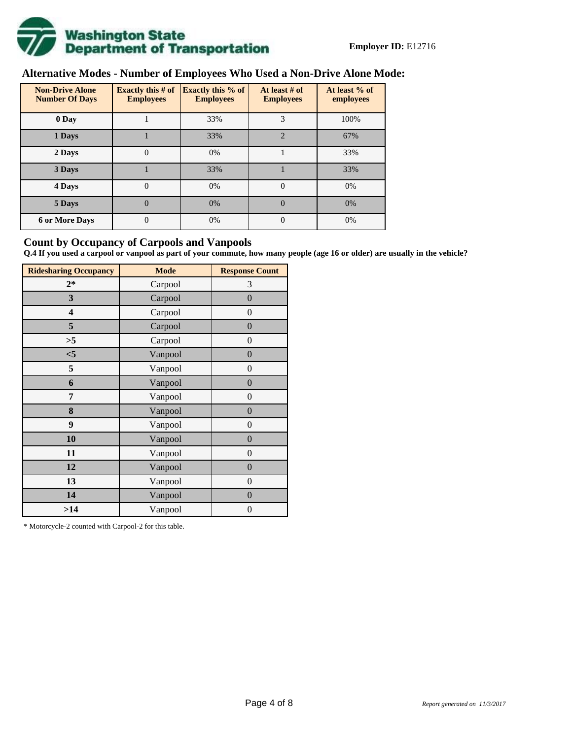**Employer ID:** E12716

## Alternative Modes - Number of Employees Who Used a Non-Drive Alone Mode:

| Non-Drive Alone Number Of Days | Exactly this # of Employees | Exactly this % of Employees | At least # of Employees | At least % of employees |
|---|---|---|---|---|
| 0 Day | 1 | 33% | 3 | 100% |
| 1 Days | 1 | 33% | 2 | 67% |
| 2 Days | 0 | 0% | 1 | 33% |
| 3 Days | 1 | 33% | 1 | 33% |
| 4 Days | 0 | 0% | 0 | 0% |
| 5 Days | 0 | 0% | 0 | 0% |
| 6 or More Days | 0 | 0% | 0 | 0% |

## Count by Occupancy of Carpools and Vanpools

**Q.4 If you used a carpool or vanpool as part of your commute, how many people (age 16 or older) are usually in the vehicle?**

| Ridesharing Occupancy | Mode | Response Count |
|---|---|---|
| 2* | Carpool | 3 |
| 3 | Carpool | 0 |
| 4 | Carpool | 0 |
| 5 | Carpool | 0 |
| >5 | Carpool | 0 |
| <5 | Vanpool | 0 |
| 5 | Vanpool | 0 |
| 6 | Vanpool | 0 |
| 7 | Vanpool | 0 |
| 8 | Vanpool | 0 |
| 9 | Vanpool | 0 |
| 10 | Vanpool | 0 |
| 11 | Vanpool | 0 |
| 12 | Vanpool | 0 |
| 13 | Vanpool | 0 |
| 14 | Vanpool | 0 |
| >14 | Vanpool | 0 |

* Motorcycle-2 counted with Carpool-2 for this table.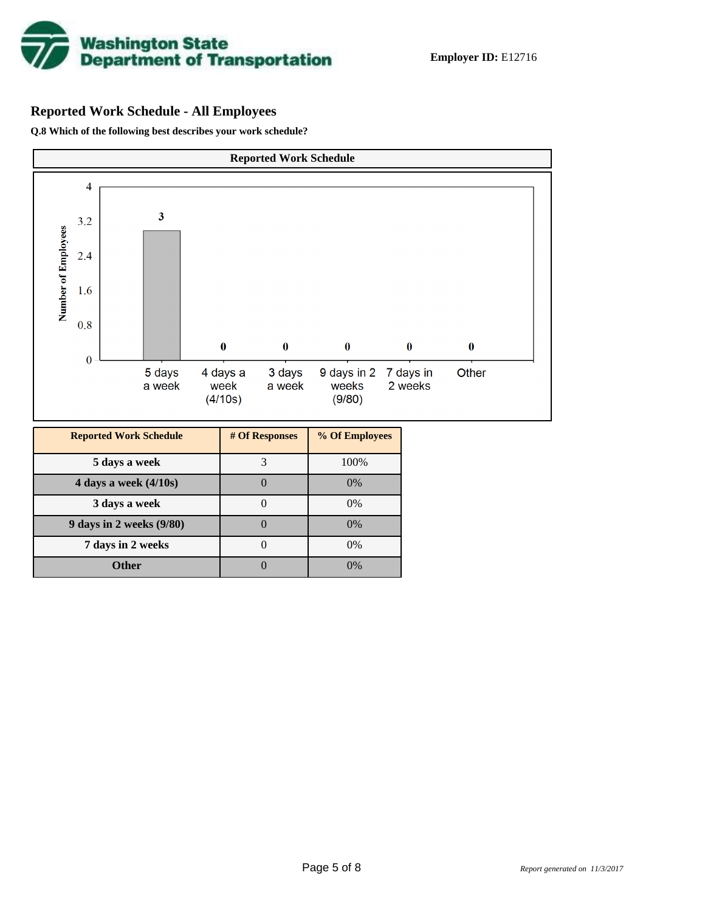**Employer ID:** E12716

## Reported Work Schedule - All Employees

**Q.8 Which of the following best describes your work schedule?**

| Reported Work Schedule | # Of Responses | % Of Employees |
|---|---|---|
| 5 days a week | 3 | 100% |
| 4 days a week (4/10s) | 0 | 0% |
| 3 days a week | 0 | 0% |
| 9 days in 2 weeks (9/80) | 0 | 0% |
| 7 days in 2 weeks | 0 | 0% |
| Other | 0 | 0% |

*Report generated on 11/3/2017*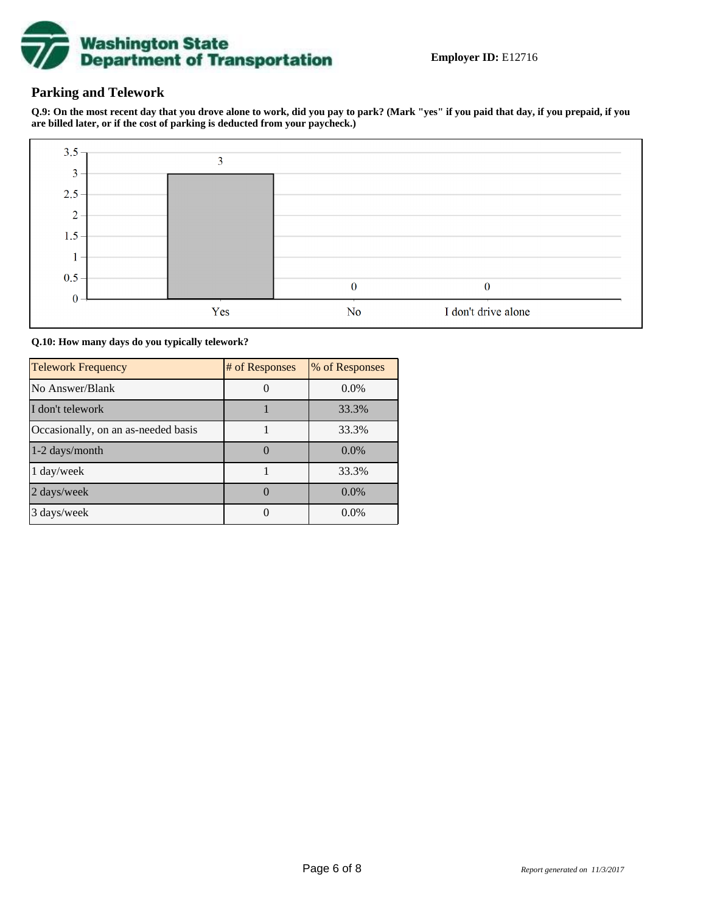**Employer ID:** E12716

## Parking and Telework

**Q.9: On the most recent day that you drove alone to work, did you pay to park? (Mark "yes" if you paid that day, if you prepaid, if you are billed later, or if the cost of parking is deducted from your paycheck.)**

| Response | Count |
| --- | --- |
| Yes | 3 |
| No | 0 |
| I don't drive alone | 0 |

**Q.10: How many days do you typically telework?**

| Telework Frequency | # of Responses | % of Responses |
| --- | --- | --- |
| No Answer/Blank | 0 | 0.0% |
| I don't telework | 1 | 33.3% |
| Occasionally, on an as-needed basis | 1 | 33.3% |
| 1-2 days/month | 0 | 0.0% |
| 1 day/week | 1 | 33.3% |
| 2 days/week | 0 | 0.0% |
| 3 days/week | 0 | 0.0% |

*Report generated on 11/3/2017*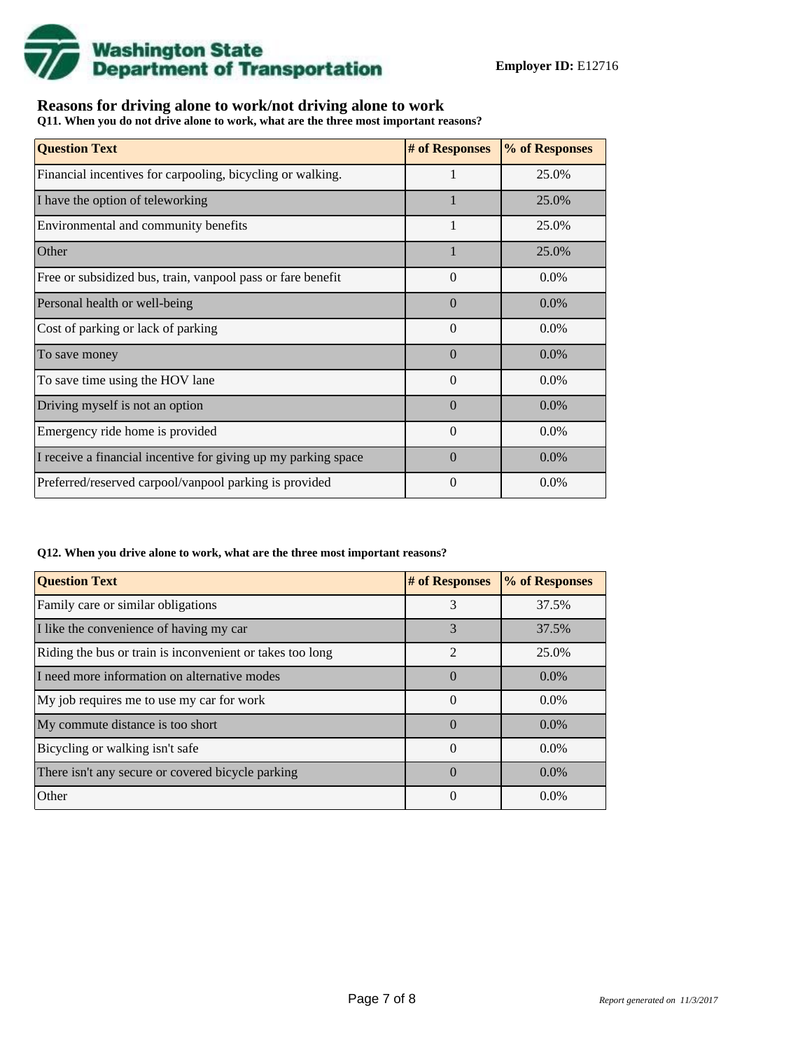**Employer ID:** E12716

## Reasons for driving alone to work/not driving alone to work

**Q11. When you do not drive alone to work, what are the three most important reasons?**

| Question Text | # of Responses | % of Responses |
|---|---|---|
| Financial incentives for carpooling, bicycling or walking. | 1 | 25.0% |
| I have the option of teleworking | 1 | 25.0% |
| Environmental and community benefits | 1 | 25.0% |
| Other | 1 | 25.0% |
| Free or subsidized bus, train, vanpool pass or fare benefit | 0 | 0.0% |
| Personal health or well-being | 0 | 0.0% |
| Cost of parking or lack of parking | 0 | 0.0% |
| To save money | 0 | 0.0% |
| To save time using the HOV lane | 0 | 0.0% |
| Driving myself is not an option | 0 | 0.0% |
| Emergency ride home is provided | 0 | 0.0% |
| I receive a financial incentive for giving up my parking space | 0 | 0.0% |
| Preferred/reserved carpool/vanpool parking is provided | 0 | 0.0% |

**Q12. When you drive alone to work, what are the three most important reasons?**

| Question Text | # of Responses | % of Responses |
|---|---|---|
| Family care or similar obligations | 3 | 37.5% |
| I like the convenience of having my car | 3 | 37.5% |
| Riding the bus or train is inconvenient or takes too long | 2 | 25.0% |
| I need more information on alternative modes | 0 | 0.0% |
| My job requires me to use my car for work | 0 | 0.0% |
| My commute distance is too short | 0 | 0.0% |
| Bicycling or walking isn't safe | 0 | 0.0% |
| There isn't any secure or covered bicycle parking | 0 | 0.0% |
| Other | 0 | 0.0% |

*Report generated on 11/3/2017*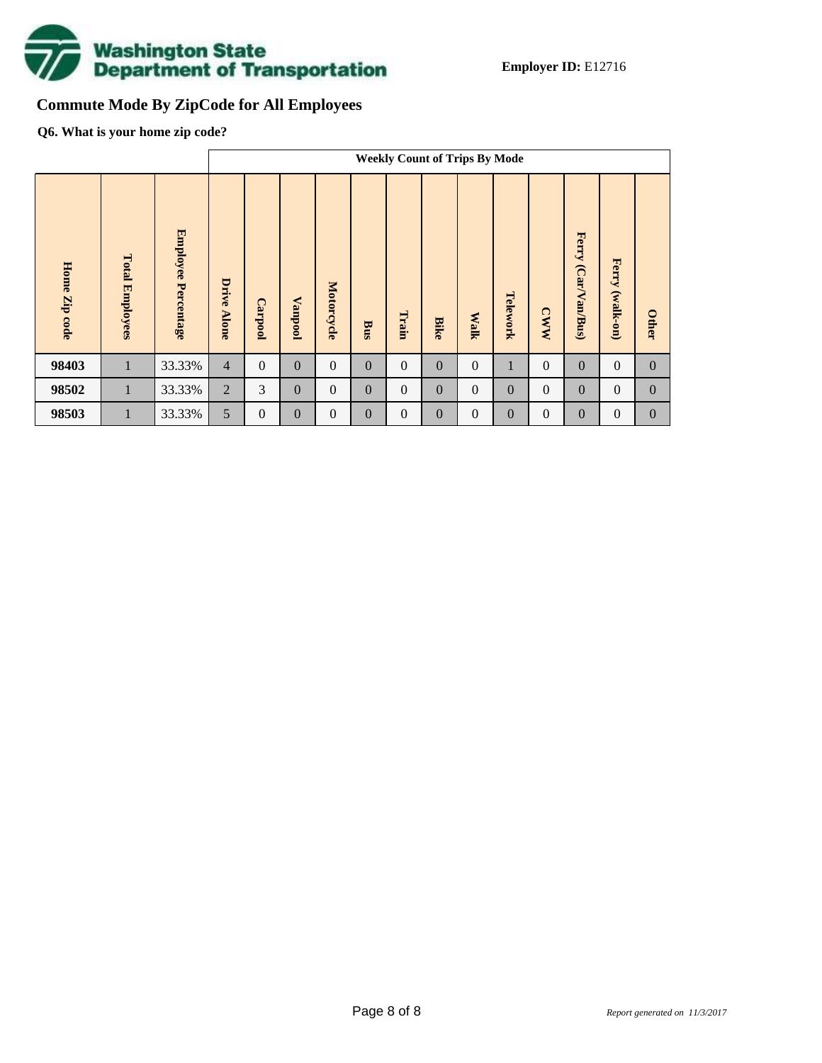**Employer ID:** E12716

## Commute Mode By ZipCode for All Employees

**Q6. What is your home zip code?**

| | | | Weekly Count of Trips By Mode | | | | | | | | | | | | | |
|---|---|---|---|---|---|---|---|---|---|---|---|---|---|---|---|---|
| **Home Zip code** | **Total Employees** | **Employee Percentage** | **Drive Alone** | **Carpool** | **Vanpool** | **Motorcycle** | **Bus** | **Train** | **Bike** | **Walk** | **Telework** | **CWW** | **Ferry (Car/Van/Bus)** | **Ferry (walk-on)** | **Other** |
| **98403** | 1 | 33.33% | 4 | 0 | 0 | 0 | 0 | 0 | 0 | 0 | 1 | 0 | 0 | 0 | 0 |
| **98502** | 1 | 33.33% | 2 | 3 | 0 | 0 | 0 | 0 | 0 | 0 | 0 | 0 | 0 | 0 | 0 |
| **98503** | 1 | 33.33% | 5 | 0 | 0 | 0 | 0 | 0 | 0 | 0 | 0 | 0 | 0 | 0 | 0 |

*Report generated on 11/3/2017*